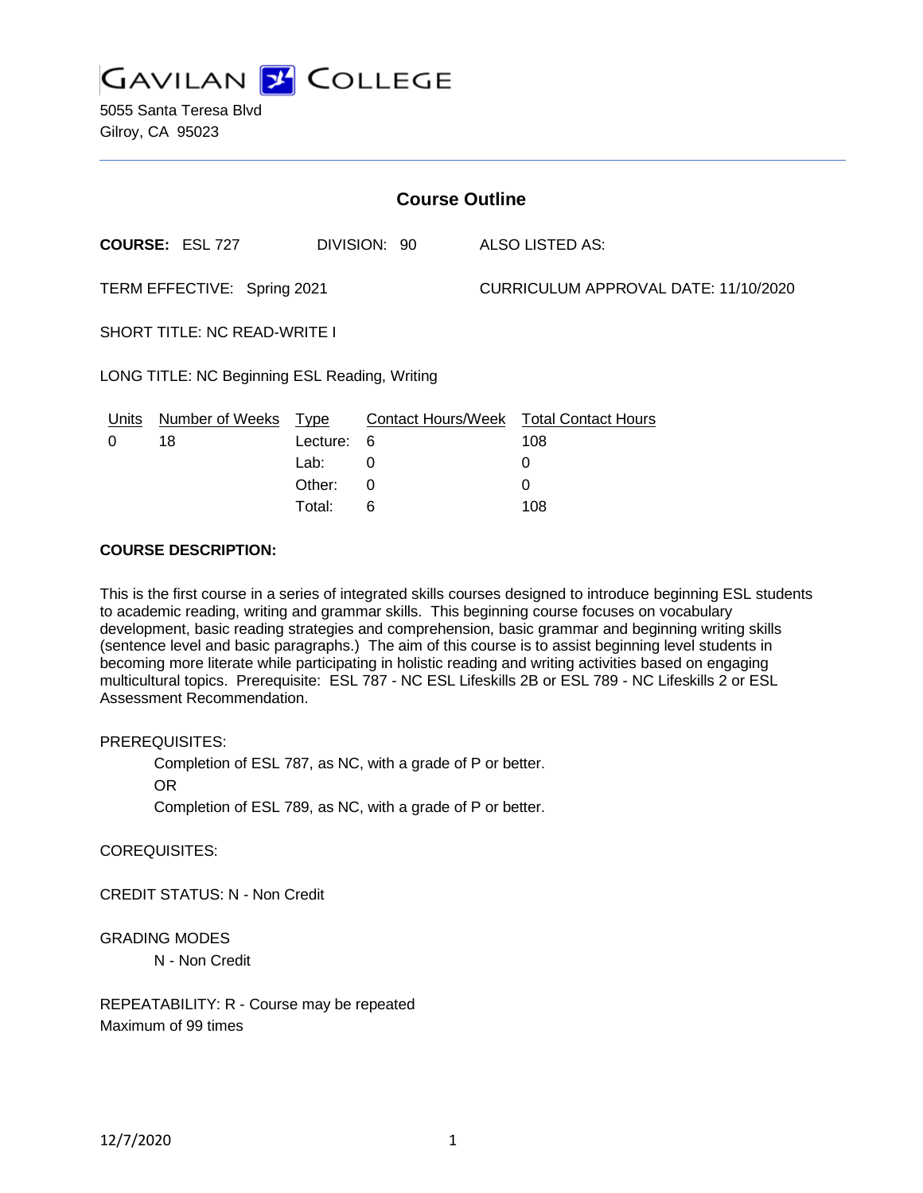# GAVILAN COLLEGE

5055 Santa Teresa Blvd
Gilroy, CA 95023

---

## Course Outline

**COURSE:** ESL 727 DIVISION: 90 ALSO LISTED AS:

TERM EFFECTIVE: Spring 2021 CURRICULUM APPROVAL DATE: 11/10/2020

SHORT TITLE: NC READ-WRITE I

LONG TITLE: NC Beginning ESL Reading, Writing

| Units | Number of Weeks | Type | Contact Hours/Week | Total Contact Hours |
|---|---|---|---|---|
| 0 | 18 | Lecture: | 6 | 108 |
| | | Lab: | 0 | 0 |
| | | Other: | 0 | 0 |
| | | Total: | 6 | 108 |

**COURSE DESCRIPTION:**

This is the first course in a series of integrated skills courses designed to introduce beginning ESL students to academic reading, writing and grammar skills. This beginning course focuses on vocabulary development, basic reading strategies and comprehension, basic grammar and beginning writing skills (sentence level and basic paragraphs.) The aim of this course is to assist beginning level students in becoming more literate while participating in holistic reading and writing activities based on engaging multicultural topics. Prerequisite: ESL 787 - NC ESL Lifeskills 2B or ESL 789 - NC Lifeskills 2 or ESL Assessment Recommendation.

PREREQUISITES:

Completion of ESL 787, as NC, with a grade of P or better.

OR

Completion of ESL 789, as NC, with a grade of P or better.

COREQUISITES:

CREDIT STATUS: N - Non Credit

GRADING MODES

N - Non Credit

REPEATABILITY: R - Course may be repeated
Maximum of 99 times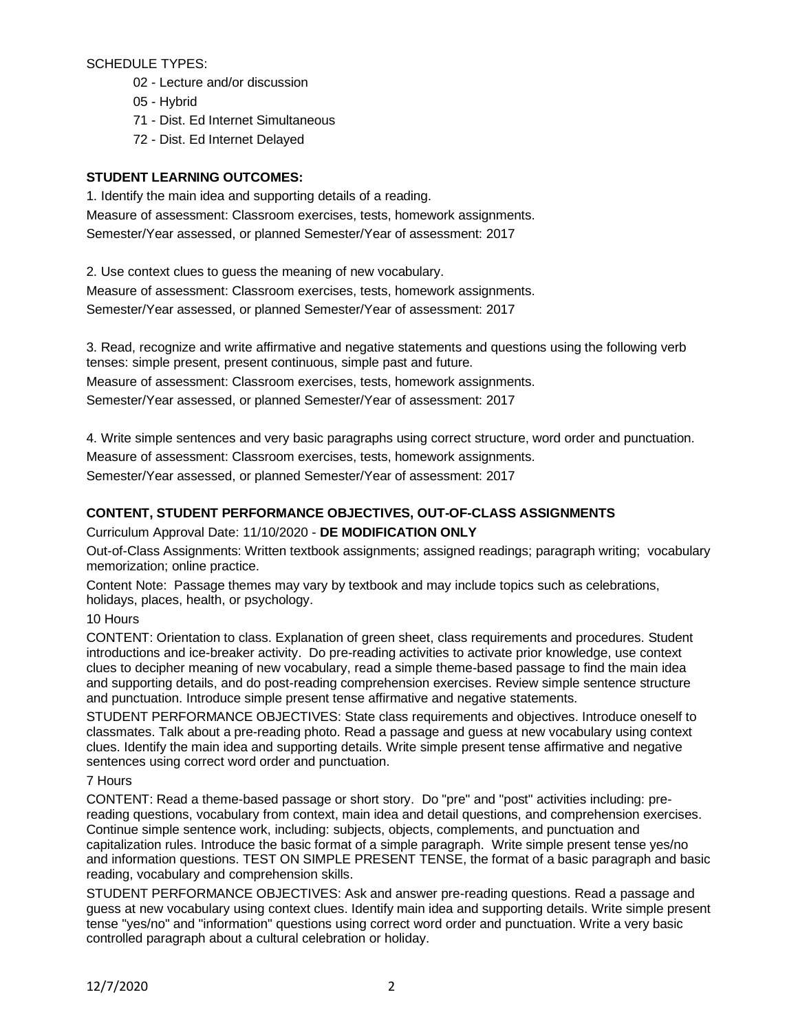SCHEDULE TYPES:

- 02 - Lecture and/or discussion
- 05 - Hybrid
- 71 - Dist. Ed Internet Simultaneous
- 72 - Dist. Ed Internet Delayed

**STUDENT LEARNING OUTCOMES:**

1. Identify the main idea and supporting details of a reading.
Measure of assessment: Classroom exercises, tests, homework assignments.
Semester/Year assessed, or planned Semester/Year of assessment: 2017

2. Use context clues to guess the meaning of new vocabulary.
Measure of assessment: Classroom exercises, tests, homework assignments.
Semester/Year assessed, or planned Semester/Year of assessment: 2017

3. Read, recognize and write affirmative and negative statements and questions using the following verb tenses: simple present, present continuous, simple past and future.
Measure of assessment: Classroom exercises, tests, homework assignments.
Semester/Year assessed, or planned Semester/Year of assessment: 2017

4. Write simple sentences and very basic paragraphs using correct structure, word order and punctuation.
Measure of assessment: Classroom exercises, tests, homework assignments.
Semester/Year assessed, or planned Semester/Year of assessment: 2017

**CONTENT, STUDENT PERFORMANCE OBJECTIVES, OUT-OF-CLASS ASSIGNMENTS**

Curriculum Approval Date: 11/10/2020 - **DE MODIFICATION ONLY**

Out-of-Class Assignments: Written textbook assignments; assigned readings; paragraph writing; vocabulary memorization; online practice.

Content Note: Passage themes may vary by textbook and may include topics such as celebrations, holidays, places, health, or psychology.

10 Hours

CONTENT: Orientation to class. Explanation of green sheet, class requirements and procedures. Student introductions and ice-breaker activity. Do pre-reading activities to activate prior knowledge, use context clues to decipher meaning of new vocabulary, read a simple theme-based passage to find the main idea and supporting details, and do post-reading comprehension exercises. Review simple sentence structure and punctuation. Introduce simple present tense affirmative and negative statements.

STUDENT PERFORMANCE OBJECTIVES: State class requirements and objectives. Introduce oneself to classmates. Talk about a pre-reading photo. Read a passage and guess at new vocabulary using context clues. Identify the main idea and supporting details. Write simple present tense affirmative and negative sentences using correct word order and punctuation.

7 Hours

CONTENT: Read a theme-based passage or short story. Do "pre" and "post" activities including: pre-reading questions, vocabulary from context, main idea and detail questions, and comprehension exercises. Continue simple sentence work, including: subjects, objects, complements, and punctuation and capitalization rules. Introduce the basic format of a simple paragraph. Write simple present tense yes/no and information questions. TEST ON SIMPLE PRESENT TENSE, the format of a basic paragraph and basic reading, vocabulary and comprehension skills.

STUDENT PERFORMANCE OBJECTIVES: Ask and answer pre-reading questions. Read a passage and guess at new vocabulary using context clues. Identify main idea and supporting details. Write simple present tense "yes/no" and "information" questions using correct word order and punctuation. Write a very basic controlled paragraph about a cultural celebration or holiday.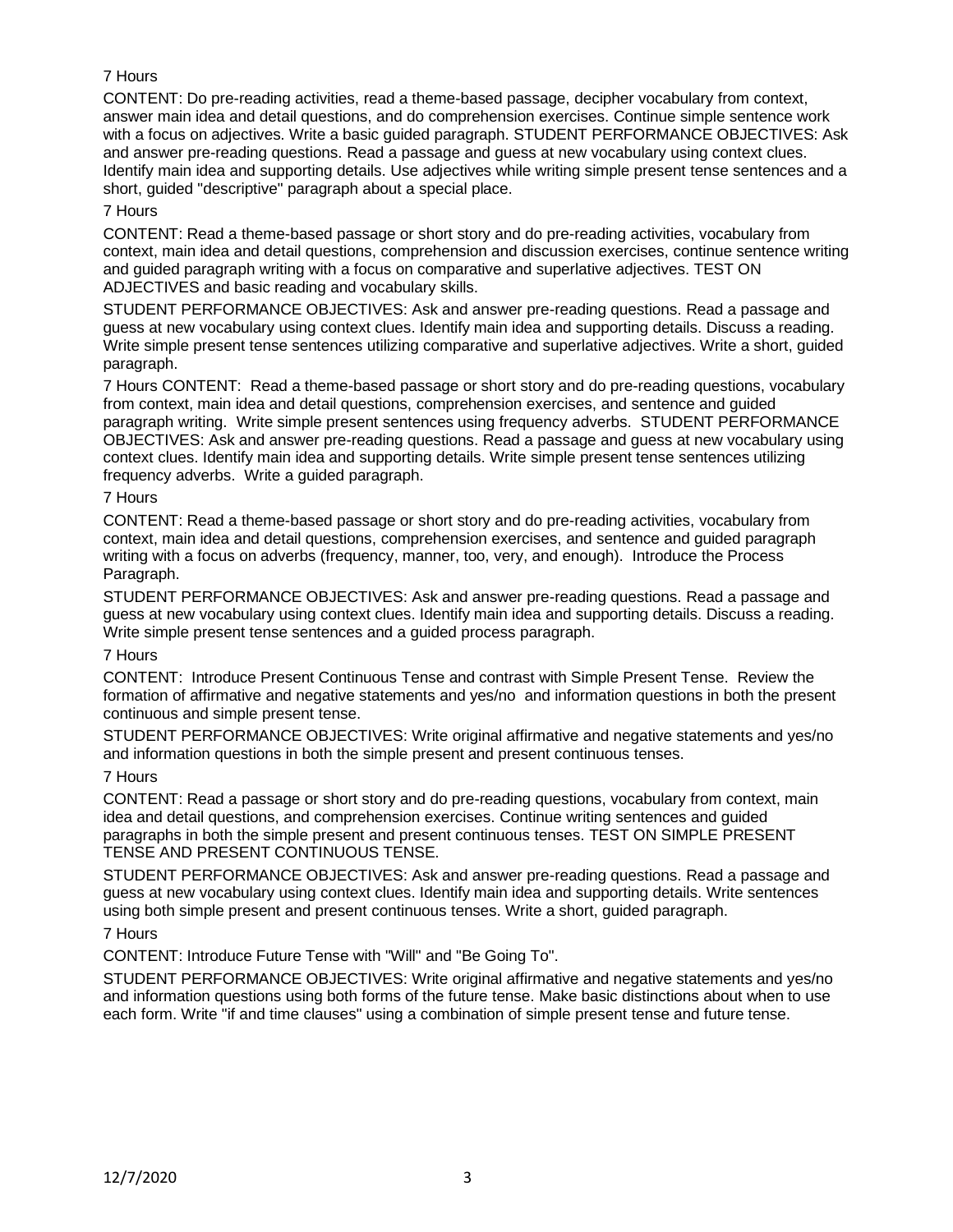7 Hours

CONTENT: Do pre-reading activities, read a theme-based passage, decipher vocabulary from context, answer main idea and detail questions, and do comprehension exercises. Continue simple sentence work with a focus on adjectives. Write a basic guided paragraph. STUDENT PERFORMANCE OBJECTIVES: Ask and answer pre-reading questions. Read a passage and guess at new vocabulary using context clues. Identify main idea and supporting details. Use adjectives while writing simple present tense sentences and a short, guided "descriptive" paragraph about a special place.

7 Hours

CONTENT: Read a theme-based passage or short story and do pre-reading activities, vocabulary from context, main idea and detail questions, comprehension and discussion exercises, continue sentence writing and guided paragraph writing with a focus on comparative and superlative adjectives. TEST ON ADJECTIVES and basic reading and vocabulary skills.

STUDENT PERFORMANCE OBJECTIVES: Ask and answer pre-reading questions. Read a passage and guess at new vocabulary using context clues. Identify main idea and supporting details. Discuss a reading. Write simple present tense sentences utilizing comparative and superlative adjectives. Write a short, guided paragraph.

7 Hours CONTENT: Read a theme-based passage or short story and do pre-reading questions, vocabulary from context, main idea and detail questions, comprehension exercises, and sentence and guided paragraph writing. Write simple present sentences using frequency adverbs. STUDENT PERFORMANCE OBJECTIVES: Ask and answer pre-reading questions. Read a passage and guess at new vocabulary using context clues. Identify main idea and supporting details. Write simple present tense sentences utilizing frequency adverbs. Write a guided paragraph.

7 Hours

CONTENT: Read a theme-based passage or short story and do pre-reading activities, vocabulary from context, main idea and detail questions, comprehension exercises, and sentence and guided paragraph writing with a focus on adverbs (frequency, manner, too, very, and enough). Introduce the Process Paragraph.

STUDENT PERFORMANCE OBJECTIVES: Ask and answer pre-reading questions. Read a passage and guess at new vocabulary using context clues. Identify main idea and supporting details. Discuss a reading. Write simple present tense sentences and a guided process paragraph.

7 Hours

CONTENT: Introduce Present Continuous Tense and contrast with Simple Present Tense. Review the formation of affirmative and negative statements and yes/no and information questions in both the present continuous and simple present tense.

STUDENT PERFORMANCE OBJECTIVES: Write original affirmative and negative statements and yes/no and information questions in both the simple present and present continuous tenses.

7 Hours

CONTENT: Read a passage or short story and do pre-reading questions, vocabulary from context, main idea and detail questions, and comprehension exercises. Continue writing sentences and guided paragraphs in both the simple present and present continuous tenses. TEST ON SIMPLE PRESENT TENSE AND PRESENT CONTINUOUS TENSE.

STUDENT PERFORMANCE OBJECTIVES: Ask and answer pre-reading questions. Read a passage and guess at new vocabulary using context clues. Identify main idea and supporting details. Write sentences using both simple present and present continuous tenses. Write a short, guided paragraph.

7 Hours

CONTENT: Introduce Future Tense with "Will" and "Be Going To".

STUDENT PERFORMANCE OBJECTIVES: Write original affirmative and negative statements and yes/no and information questions using both forms of the future tense. Make basic distinctions about when to use each form. Write "if and time clauses" using a combination of simple present tense and future tense.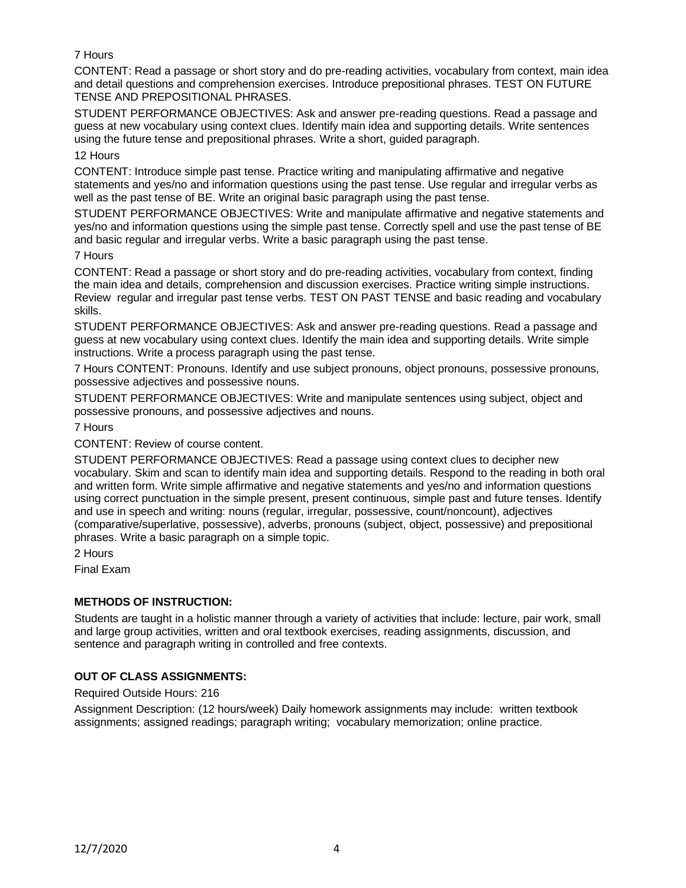7 Hours

CONTENT: Read a passage or short story and do pre-reading activities, vocabulary from context, main idea and detail questions and comprehension exercises. Introduce prepositional phrases. TEST ON FUTURE TENSE AND PREPOSITIONAL PHRASES.

STUDENT PERFORMANCE OBJECTIVES: Ask and answer pre-reading questions. Read a passage and guess at new vocabulary using context clues. Identify main idea and supporting details. Write sentences using the future tense and prepositional phrases. Write a short, guided paragraph.

12 Hours

CONTENT: Introduce simple past tense. Practice writing and manipulating affirmative and negative statements and yes/no and information questions using the past tense. Use regular and irregular verbs as well as the past tense of BE. Write an original basic paragraph using the past tense.

STUDENT PERFORMANCE OBJECTIVES: Write and manipulate affirmative and negative statements and yes/no and information questions using the simple past tense. Correctly spell and use the past tense of BE and basic regular and irregular verbs. Write a basic paragraph using the past tense.

7 Hours

CONTENT: Read a passage or short story and do pre-reading activities, vocabulary from context, finding the main idea and details, comprehension and discussion exercises. Practice writing simple instructions. Review regular and irregular past tense verbs. TEST ON PAST TENSE and basic reading and vocabulary skills.

STUDENT PERFORMANCE OBJECTIVES: Ask and answer pre-reading questions. Read a passage and guess at new vocabulary using context clues. Identify the main idea and supporting details. Write simple instructions. Write a process paragraph using the past tense.

7 Hours CONTENT: Pronouns. Identify and use subject pronouns, object pronouns, possessive pronouns, possessive adjectives and possessive nouns.

STUDENT PERFORMANCE OBJECTIVES: Write and manipulate sentences using subject, object and possessive pronouns, and possessive adjectives and nouns.

7 Hours

CONTENT: Review of course content.

STUDENT PERFORMANCE OBJECTIVES: Read a passage using context clues to decipher new vocabulary. Skim and scan to identify main idea and supporting details. Respond to the reading in both oral and written form. Write simple affirmative and negative statements and yes/no and information questions using correct punctuation in the simple present, present continuous, simple past and future tenses. Identify and use in speech and writing: nouns (regular, irregular, possessive, count/noncount), adjectives (comparative/superlative, possessive), adverbs, pronouns (subject, object, possessive) and prepositional phrases. Write a basic paragraph on a simple topic.

2 Hours

Final Exam

**METHODS OF INSTRUCTION:**

Students are taught in a holistic manner through a variety of activities that include: lecture, pair work, small and large group activities, written and oral textbook exercises, reading assignments, discussion, and sentence and paragraph writing in controlled and free contexts.

**OUT OF CLASS ASSIGNMENTS:**

Required Outside Hours: 216

Assignment Description: (12 hours/week) Daily homework assignments may include: written textbook assignments; assigned readings; paragraph writing; vocabulary memorization; online practice.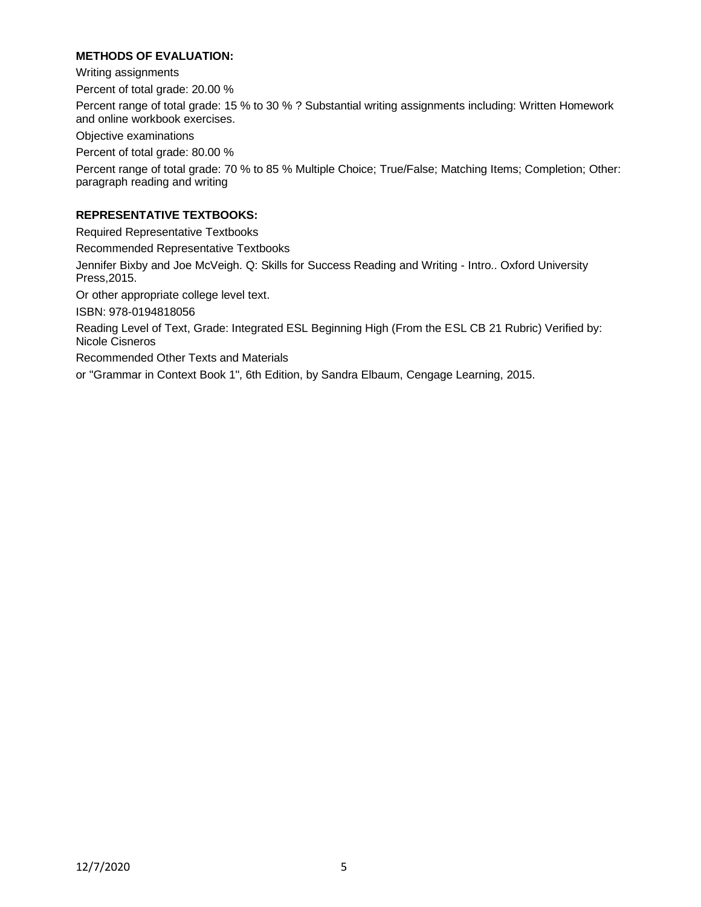**METHODS OF EVALUATION:**

Writing assignments

Percent of total grade: 20.00 %

Percent range of total grade: 15 % to 30 % ? Substantial writing assignments including: Written Homework and online workbook exercises.

Objective examinations

Percent of total grade: 80.00 %

Percent range of total grade: 70 % to 85 % Multiple Choice; True/False; Matching Items; Completion; Other: paragraph reading and writing

**REPRESENTATIVE TEXTBOOKS:**

Required Representative Textbooks

Recommended Representative Textbooks

Jennifer Bixby and Joe McVeigh. Q: Skills for Success Reading and Writing - Intro.. Oxford University Press,2015.

Or other appropriate college level text.

ISBN: 978-0194818056

Reading Level of Text, Grade: Integrated ESL Beginning High (From the ESL CB 21 Rubric) Verified by: Nicole Cisneros

Recommended Other Texts and Materials

or "Grammar in Context Book 1", 6th Edition, by Sandra Elbaum, Cengage Learning, 2015.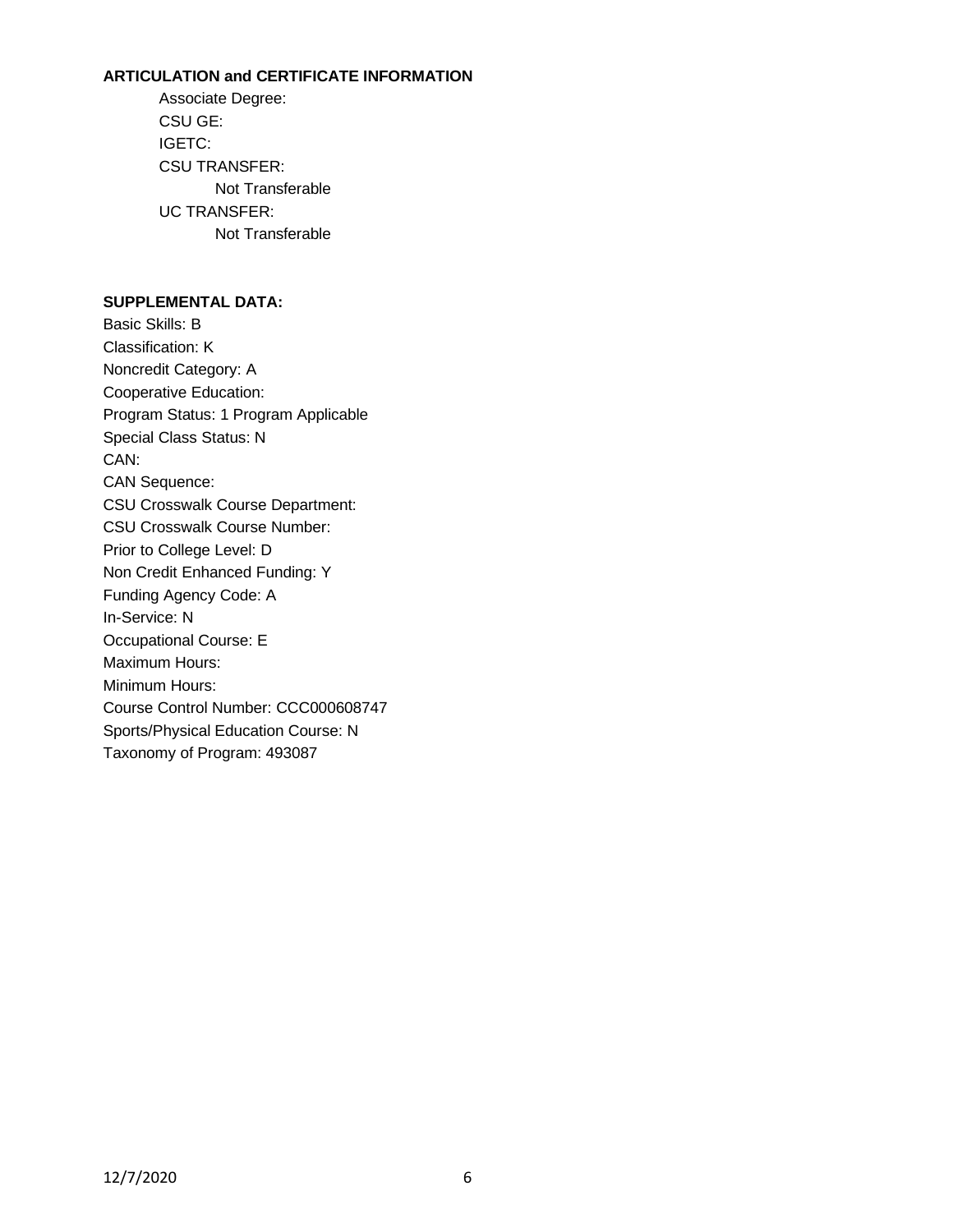**ARTICULATION and CERTIFICATE INFORMATION**

Associate Degree:
CSU GE:
IGETC:
CSU TRANSFER:
Not Transferable
UC TRANSFER:
Not Transferable

**SUPPLEMENTAL DATA:**

Basic Skills: B
Classification: K
Noncredit Category: A
Cooperative Education:
Program Status: 1 Program Applicable
Special Class Status: N
CAN:
CAN Sequence:
CSU Crosswalk Course Department:
CSU Crosswalk Course Number:
Prior to College Level: D
Non Credit Enhanced Funding: Y
Funding Agency Code: A
In-Service: N
Occupational Course: E
Maximum Hours:
Minimum Hours:
Course Control Number: CCC000608747
Sports/Physical Education Course: N
Taxonomy of Program: 493087